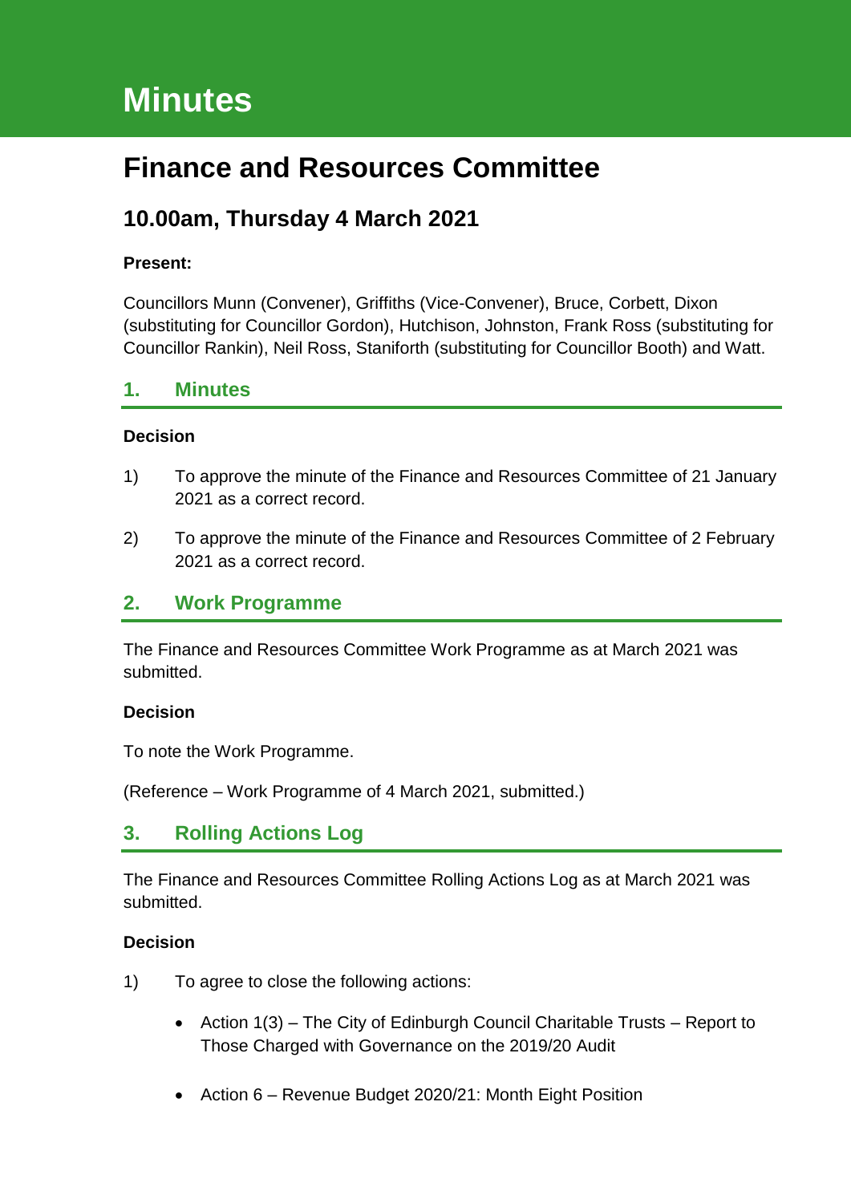# Minutes

## Finance and Resources Committee

### 10.00am, Thursday 4 March 2021

**Present:**

Councillors Munn (Convener), Griffiths (Vice-Convener), Bruce, Corbett, Dixon (substituting for Councillor Gordon), Hutchison, Johnston, Frank Ross (substituting for Councillor Rankin), Neil Ross, Staniforth (substituting for Councillor Booth) and Watt.

## 1. Minutes

**Decision**

1) To approve the minute of the Finance and Resources Committee of 21 January 2021 as a correct record.

2) To approve the minute of the Finance and Resources Committee of 2 February 2021 as a correct record.

## 2. Work Programme

The Finance and Resources Committee Work Programme as at March 2021 was submitted.

**Decision**

To note the Work Programme.

(Reference – Work Programme of 4 March 2021, submitted.)

## 3. Rolling Actions Log

The Finance and Resources Committee Rolling Actions Log as at March 2021 was submitted.

**Decision**

1) To agree to close the following actions:

- Action 1(3) – The City of Edinburgh Council Charitable Trusts – Report to Those Charged with Governance on the 2019/20 Audit
- Action 6 – Revenue Budget 2020/21: Month Eight Position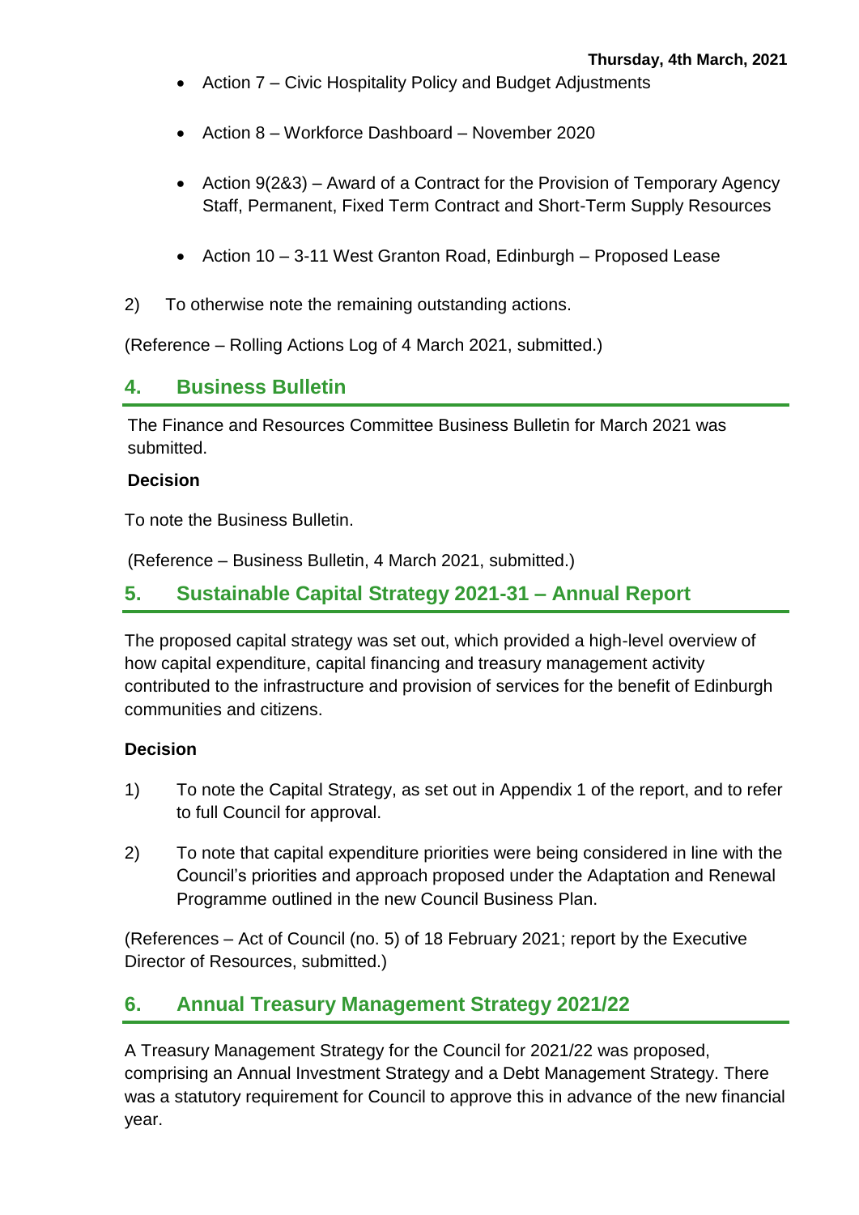- Action 7 – Civic Hospitality Policy and Budget Adjustments
- Action 8 – Workforce Dashboard – November 2020
- Action 9(2&3) – Award of a Contract for the Provision of Temporary Agency Staff, Permanent, Fixed Term Contract and Short-Term Supply Resources
- Action 10 – 3-11 West Granton Road, Edinburgh – Proposed Lease

2) To otherwise note the remaining outstanding actions.

(Reference – Rolling Actions Log of 4 March 2021, submitted.)

## 4. Business Bulletin

The Finance and Resources Committee Business Bulletin for March 2021 was submitted.

**Decision**

To note the Business Bulletin.

(Reference – Business Bulletin, 4 March 2021, submitted.)

## 5. Sustainable Capital Strategy 2021-31 – Annual Report

The proposed capital strategy was set out, which provided a high-level overview of how capital expenditure, capital financing and treasury management activity contributed to the infrastructure and provision of services for the benefit of Edinburgh communities and citizens.

**Decision**

1) To note the Capital Strategy, as set out in Appendix 1 of the report, and to refer to full Council for approval.

2) To note that capital expenditure priorities were being considered in line with the Council's priorities and approach proposed under the Adaptation and Renewal Programme outlined in the new Council Business Plan.

(References – Act of Council (no. 5) of 18 February 2021; report by the Executive Director of Resources, submitted.)

## 6. Annual Treasury Management Strategy 2021/22

A Treasury Management Strategy for the Council for 2021/22 was proposed, comprising an Annual Investment Strategy and a Debt Management Strategy. There was a statutory requirement for Council to approve this in advance of the new financial year.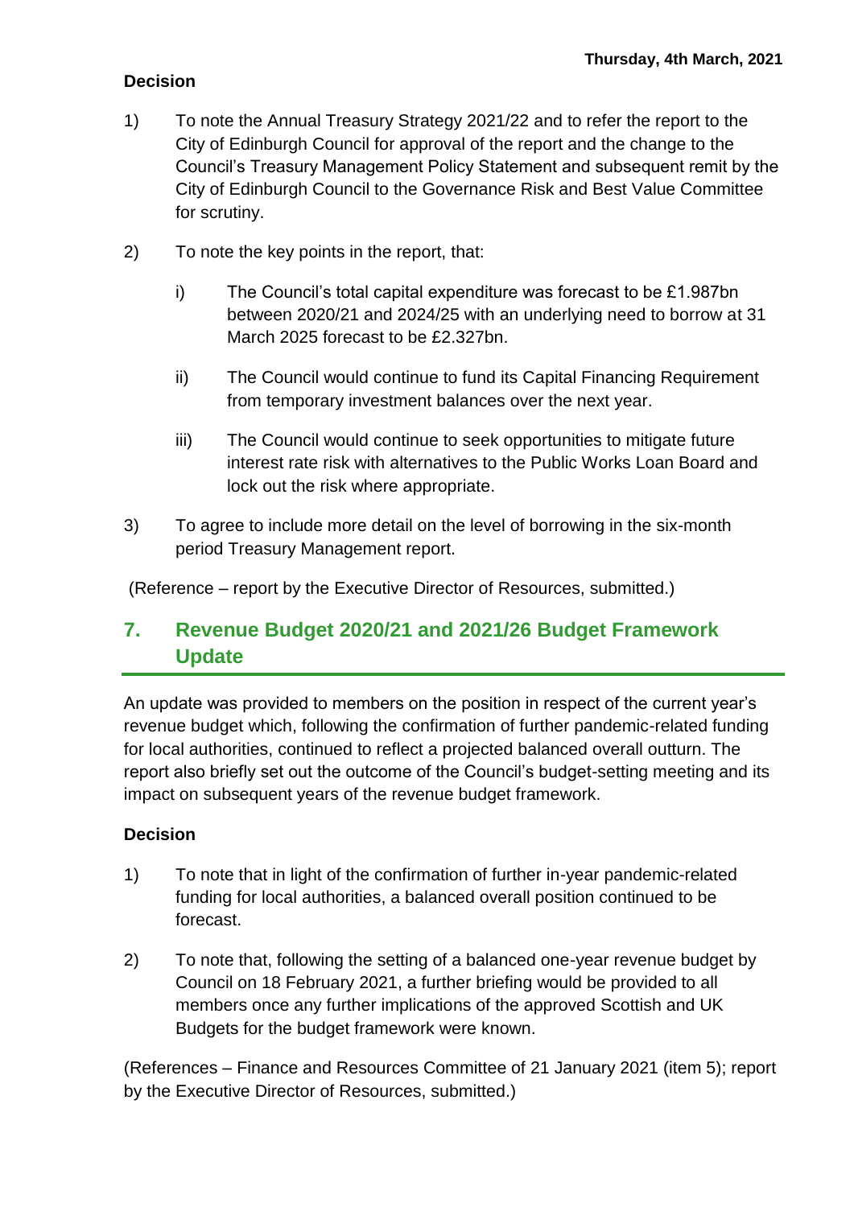**Decision**

1) To note the Annual Treasury Strategy 2021/22 and to refer the report to the City of Edinburgh Council for approval of the report and the change to the Council's Treasury Management Policy Statement and subsequent remit by the City of Edinburgh Council to the Governance Risk and Best Value Committee for scrutiny.

2) To note the key points in the report, that:

    i) The Council's total capital expenditure was forecast to be £1.987bn between 2020/21 and 2024/25 with an underlying need to borrow at 31 March 2025 forecast to be £2.327bn.

    ii) The Council would continue to fund its Capital Financing Requirement from temporary investment balances over the next year.

    iii) The Council would continue to seek opportunities to mitigate future interest rate risk with alternatives to the Public Works Loan Board and lock out the risk where appropriate.

3) To agree to include more detail on the level of borrowing in the six-month period Treasury Management report.

(Reference – report by the Executive Director of Resources, submitted.)

## 7. Revenue Budget 2020/21 and 2021/26 Budget Framework Update

An update was provided to members on the position in respect of the current year's revenue budget which, following the confirmation of further pandemic-related funding for local authorities, continued to reflect a projected balanced overall outturn. The report also briefly set out the outcome of the Council's budget-setting meeting and its impact on subsequent years of the revenue budget framework.

**Decision**

1) To note that in light of the confirmation of further in-year pandemic-related funding for local authorities, a balanced overall position continued to be forecast.

2) To note that, following the setting of a balanced one-year revenue budget by Council on 18 February 2021, a further briefing would be provided to all members once any further implications of the approved Scottish and UK Budgets for the budget framework were known.

(References – Finance and Resources Committee of 21 January 2021 (item 5); report by the Executive Director of Resources, submitted.)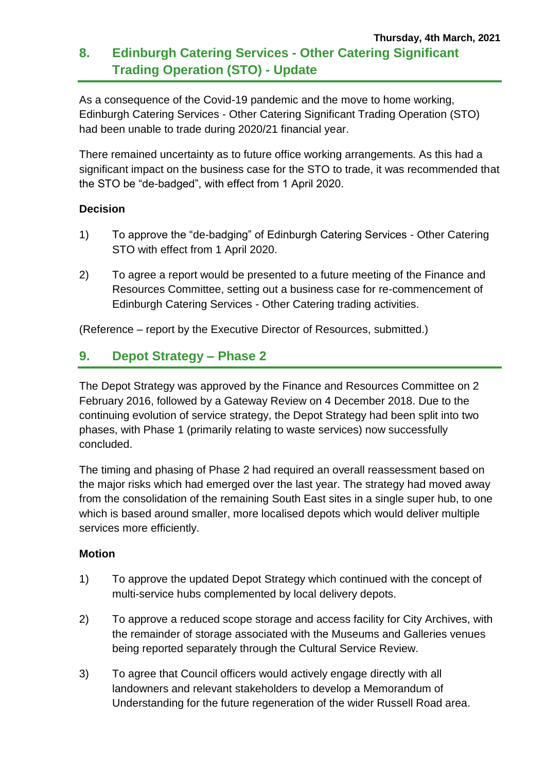Thursday, 4th March, 2021

## 8. Edinburgh Catering Services - Other Catering Significant Trading Operation (STO) - Update

As a consequence of the Covid-19 pandemic and the move to home working, Edinburgh Catering Services - Other Catering Significant Trading Operation (STO) had been unable to trade during 2020/21 financial year.

There remained uncertainty as to future office working arrangements. As this had a significant impact on the business case for the STO to trade, it was recommended that the STO be "de-badged", with effect from 1 April 2020.

**Decision**

1) To approve the "de-badging" of Edinburgh Catering Services - Other Catering STO with effect from 1 April 2020.

2) To agree a report would be presented to a future meeting of the Finance and Resources Committee, setting out a business case for re-commencement of Edinburgh Catering Services - Other Catering trading activities.

(Reference – report by the Executive Director of Resources, submitted.)

## 9. Depot Strategy – Phase 2

The Depot Strategy was approved by the Finance and Resources Committee on 2 February 2016, followed by a Gateway Review on 4 December 2018. Due to the continuing evolution of service strategy, the Depot Strategy had been split into two phases, with Phase 1 (primarily relating to waste services) now successfully concluded.

The timing and phasing of Phase 2 had required an overall reassessment based on the major risks which had emerged over the last year. The strategy had moved away from the consolidation of the remaining South East sites in a single super hub, to one which is based around smaller, more localised depots which would deliver multiple services more efficiently.

**Motion**

1) To approve the updated Depot Strategy which continued with the concept of multi-service hubs complemented by local delivery depots.

2) To approve a reduced scope storage and access facility for City Archives, with the remainder of storage associated with the Museums and Galleries venues being reported separately through the Cultural Service Review.

3) To agree that Council officers would actively engage directly with all landowners and relevant stakeholders to develop a Memorandum of Understanding for the future regeneration of the wider Russell Road area.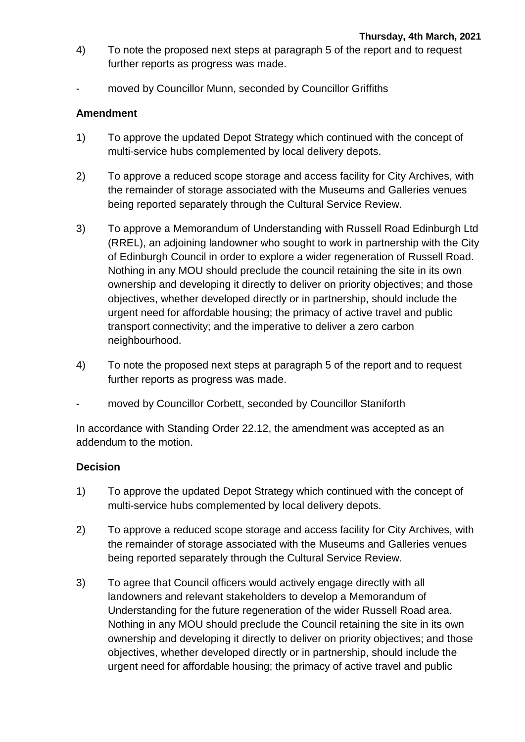4) To note the proposed next steps at paragraph 5 of the report and to request further reports as progress was made.

- moved by Councillor Munn, seconded by Councillor Griffiths

**Amendment**

1) To approve the updated Depot Strategy which continued with the concept of multi-service hubs complemented by local delivery depots.

2) To approve a reduced scope storage and access facility for City Archives, with the remainder of storage associated with the Museums and Galleries venues being reported separately through the Cultural Service Review.

3) To approve a Memorandum of Understanding with Russell Road Edinburgh Ltd (RREL), an adjoining landowner who sought to work in partnership with the City of Edinburgh Council in order to explore a wider regeneration of Russell Road. Nothing in any MOU should preclude the council retaining the site in its own ownership and developing it directly to deliver on priority objectives; and those objectives, whether developed directly or in partnership, should include the urgent need for affordable housing; the primacy of active travel and public transport connectivity; and the imperative to deliver a zero carbon neighbourhood.

4) To note the proposed next steps at paragraph 5 of the report and to request further reports as progress was made.

- moved by Councillor Corbett, seconded by Councillor Staniforth

In accordance with Standing Order 22.12, the amendment was accepted as an addendum to the motion.

**Decision**

1) To approve the updated Depot Strategy which continued with the concept of multi-service hubs complemented by local delivery depots.

2) To approve a reduced scope storage and access facility for City Archives, with the remainder of storage associated with the Museums and Galleries venues being reported separately through the Cultural Service Review.

3) To agree that Council officers would actively engage directly with all landowners and relevant stakeholders to develop a Memorandum of Understanding for the future regeneration of the wider Russell Road area. Nothing in any MOU should preclude the Council retaining the site in its own ownership and developing it directly to deliver on priority objectives; and those objectives, whether developed directly or in partnership, should include the urgent need for affordable housing; the primacy of active travel and public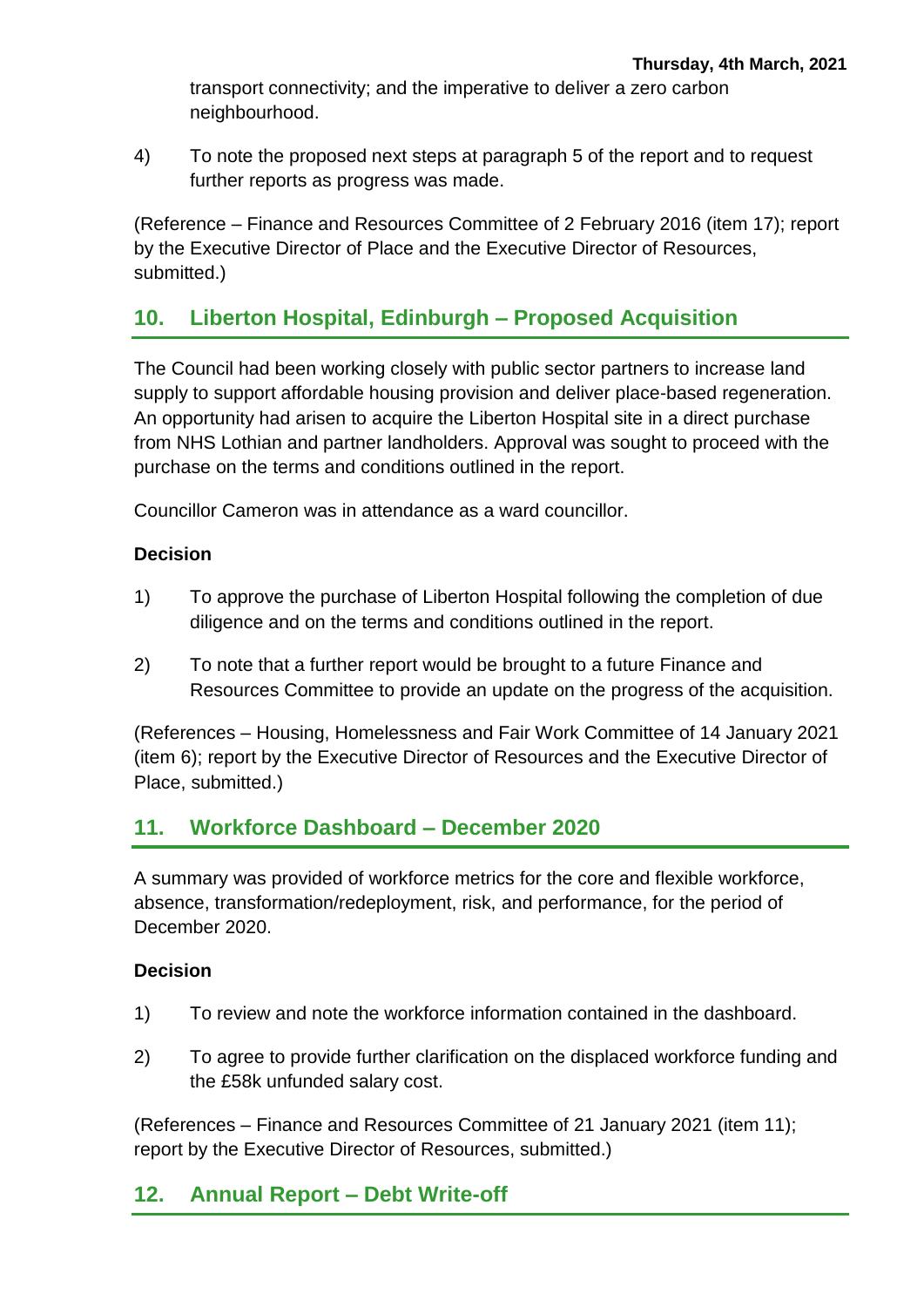transport connectivity; and the imperative to deliver a zero carbon neighbourhood.

4) To note the proposed next steps at paragraph 5 of the report and to request further reports as progress was made.

(Reference – Finance and Resources Committee of 2 February 2016 (item 17); report by the Executive Director of Place and the Executive Director of Resources, submitted.)

## 10. Liberton Hospital, Edinburgh – Proposed Acquisition

The Council had been working closely with public sector partners to increase land supply to support affordable housing provision and deliver place-based regeneration. An opportunity had arisen to acquire the Liberton Hospital site in a direct purchase from NHS Lothian and partner landholders. Approval was sought to proceed with the purchase on the terms and conditions outlined in the report.

Councillor Cameron was in attendance as a ward councillor.

**Decision**

1) To approve the purchase of Liberton Hospital following the completion of due diligence and on the terms and conditions outlined in the report.

2) To note that a further report would be brought to a future Finance and Resources Committee to provide an update on the progress of the acquisition.

(References – Housing, Homelessness and Fair Work Committee of 14 January 2021 (item 6); report by the Executive Director of Resources and the Executive Director of Place, submitted.)

## 11. Workforce Dashboard – December 2020

A summary was provided of workforce metrics for the core and flexible workforce, absence, transformation/redeployment, risk, and performance, for the period of December 2020.

**Decision**

1) To review and note the workforce information contained in the dashboard.

2) To agree to provide further clarification on the displaced workforce funding and the £58k unfunded salary cost.

(References – Finance and Resources Committee of 21 January 2021 (item 11); report by the Executive Director of Resources, submitted.)

## 12. Annual Report – Debt Write-off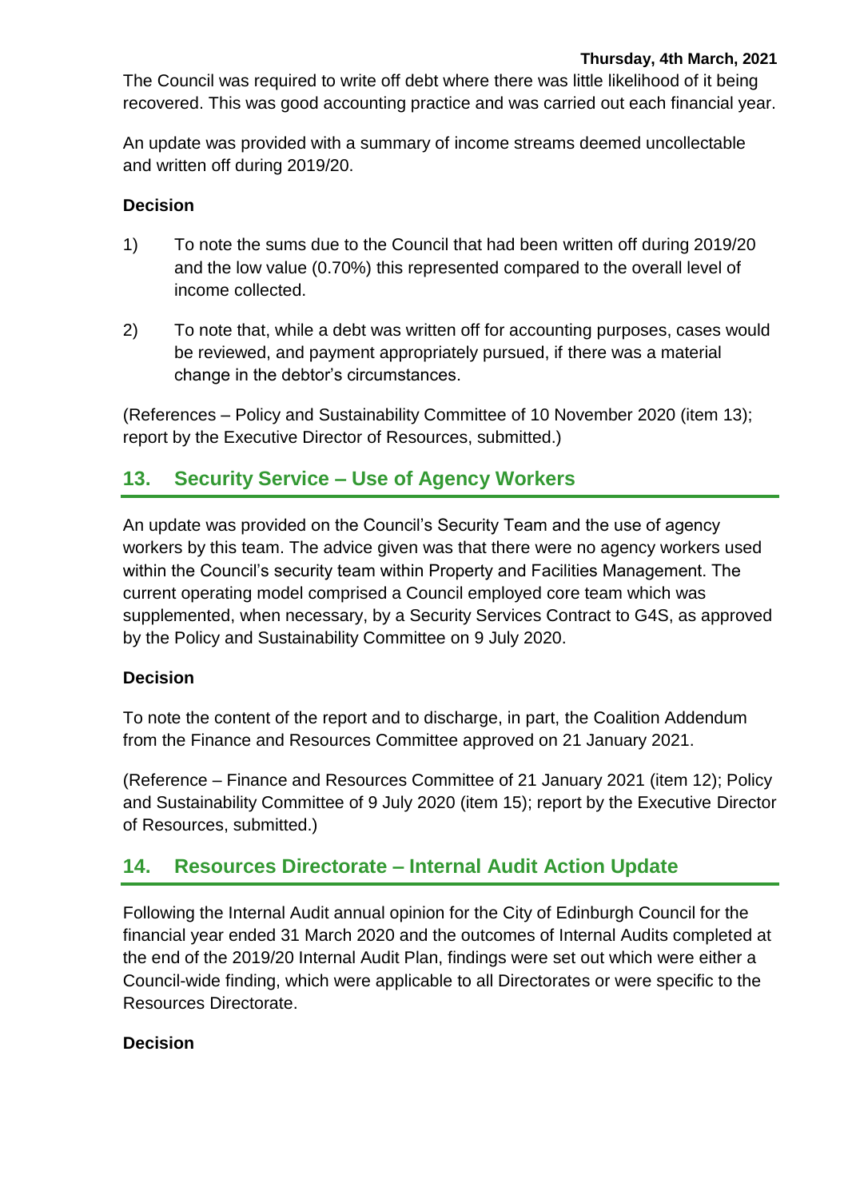The Council was required to write off debt where there was little likelihood of it being recovered. This was good accounting practice and was carried out each financial year.

An update was provided with a summary of income streams deemed uncollectable and written off during 2019/20.

**Decision**

1) To note the sums due to the Council that had been written off during 2019/20 and the low value (0.70%) this represented compared to the overall level of income collected.

2) To note that, while a debt was written off for accounting purposes, cases would be reviewed, and payment appropriately pursued, if there was a material change in the debtor's circumstances.

(References – Policy and Sustainability Committee of 10 November 2020 (item 13); report by the Executive Director of Resources, submitted.)

## 13. Security Service – Use of Agency Workers

An update was provided on the Council's Security Team and the use of agency workers by this team. The advice given was that there were no agency workers used within the Council's security team within Property and Facilities Management. The current operating model comprised a Council employed core team which was supplemented, when necessary, by a Security Services Contract to G4S, as approved by the Policy and Sustainability Committee on 9 July 2020.

**Decision**

To note the content of the report and to discharge, in part, the Coalition Addendum from the Finance and Resources Committee approved on 21 January 2021.

(Reference – Finance and Resources Committee of 21 January 2021 (item 12); Policy and Sustainability Committee of 9 July 2020 (item 15); report by the Executive Director of Resources, submitted.)

## 14. Resources Directorate – Internal Audit Action Update

Following the Internal Audit annual opinion for the City of Edinburgh Council for the financial year ended 31 March 2020 and the outcomes of Internal Audits completed at the end of the 2019/20 Internal Audit Plan, findings were set out which were either a Council-wide finding, which were applicable to all Directorates or were specific to the Resources Directorate.

**Decision**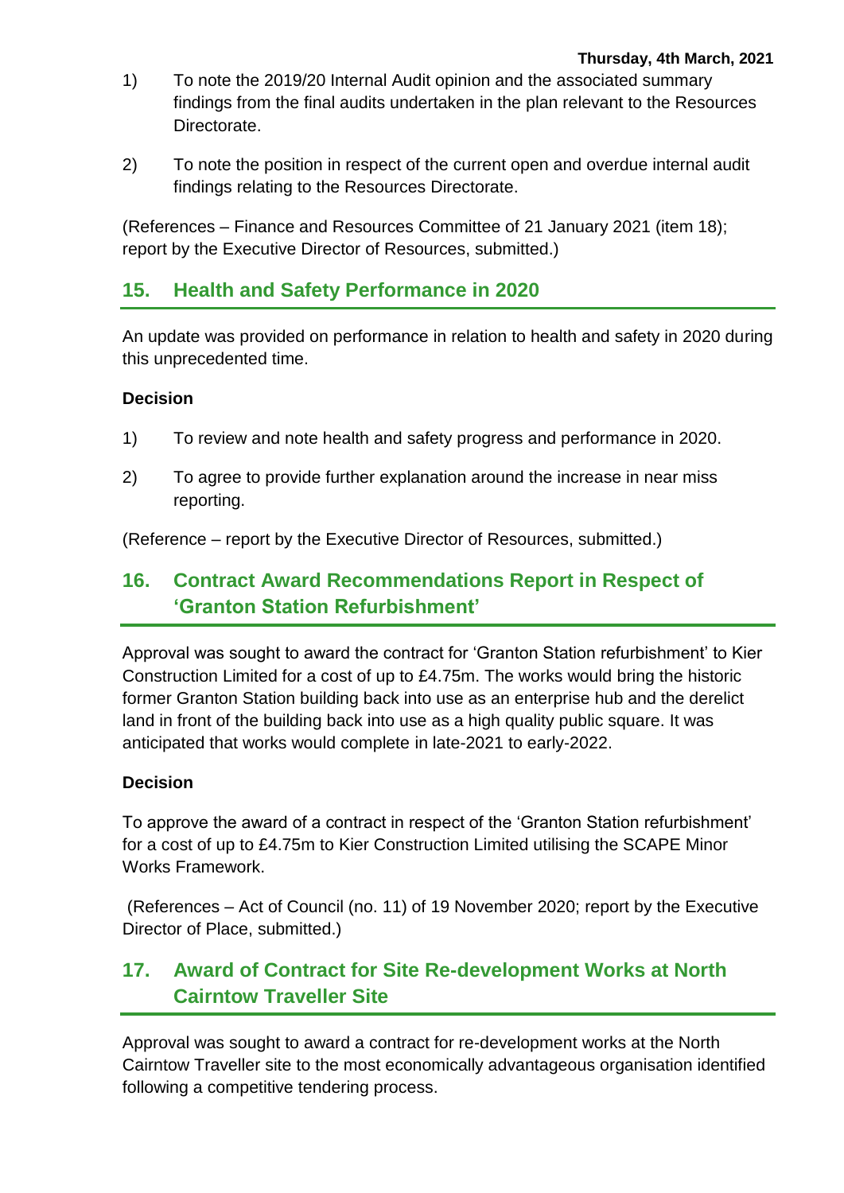1) To note the 2019/20 Internal Audit opinion and the associated summary findings from the final audits undertaken in the plan relevant to the Resources Directorate.

2) To note the position in respect of the current open and overdue internal audit findings relating to the Resources Directorate.

(References – Finance and Resources Committee of 21 January 2021 (item 18); report by the Executive Director of Resources, submitted.)

## 15. Health and Safety Performance in 2020

An update was provided on performance in relation to health and safety in 2020 during this unprecedented time.

**Decision**

1) To review and note health and safety progress and performance in 2020.

2) To agree to provide further explanation around the increase in near miss reporting.

(Reference – report by the Executive Director of Resources, submitted.)

## 16. Contract Award Recommendations Report in Respect of 'Granton Station Refurbishment'

Approval was sought to award the contract for 'Granton Station refurbishment' to Kier Construction Limited for a cost of up to £4.75m. The works would bring the historic former Granton Station building back into use as an enterprise hub and the derelict land in front of the building back into use as a high quality public square. It was anticipated that works would complete in late-2021 to early-2022.

**Decision**

To approve the award of a contract in respect of the 'Granton Station refurbishment' for a cost of up to £4.75m to Kier Construction Limited utilising the SCAPE Minor Works Framework.

(References – Act of Council (no. 11) of 19 November 2020; report by the Executive Director of Place, submitted.)

## 17. Award of Contract for Site Re-development Works at North Cairntow Traveller Site

Approval was sought to award a contract for re-development works at the North Cairntow Traveller site to the most economically advantageous organisation identified following a competitive tendering process.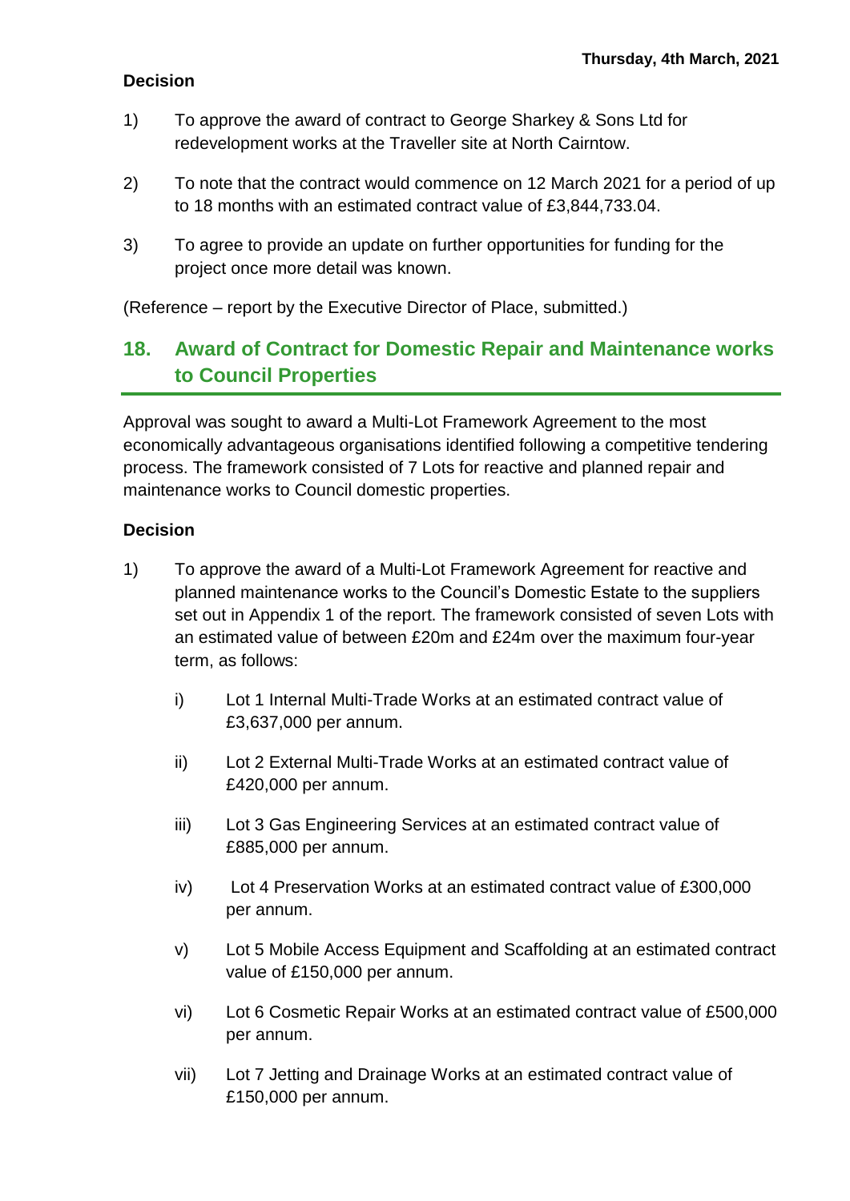**Decision**

1) To approve the award of contract to George Sharkey & Sons Ltd for redevelopment works at the Traveller site at North Cairntow.

2) To note that the contract would commence on 12 March 2021 for a period of up to 18 months with an estimated contract value of £3,844,733.04.

3) To agree to provide an update on further opportunities for funding for the project once more detail was known.

(Reference – report by the Executive Director of Place, submitted.)

## 18. Award of Contract for Domestic Repair and Maintenance works to Council Properties

Approval was sought to award a Multi-Lot Framework Agreement to the most economically advantageous organisations identified following a competitive tendering process. The framework consisted of 7 Lots for reactive and planned repair and maintenance works to Council domestic properties.

**Decision**

1) To approve the award of a Multi-Lot Framework Agreement for reactive and planned maintenance works to the Council's Domestic Estate to the suppliers set out in Appendix 1 of the report. The framework consisted of seven Lots with an estimated value of between £20m and £24m over the maximum four-year term, as follows:

   i) Lot 1 Internal Multi-Trade Works at an estimated contract value of £3,637,000 per annum.

   ii) Lot 2 External Multi-Trade Works at an estimated contract value of £420,000 per annum.

   iii) Lot 3 Gas Engineering Services at an estimated contract value of £885,000 per annum.

   iv) Lot 4 Preservation Works at an estimated contract value of £300,000 per annum.

   v) Lot 5 Mobile Access Equipment and Scaffolding at an estimated contract value of £150,000 per annum.

   vi) Lot 6 Cosmetic Repair Works at an estimated contract value of £500,000 per annum.

   vii) Lot 7 Jetting and Drainage Works at an estimated contract value of £150,000 per annum.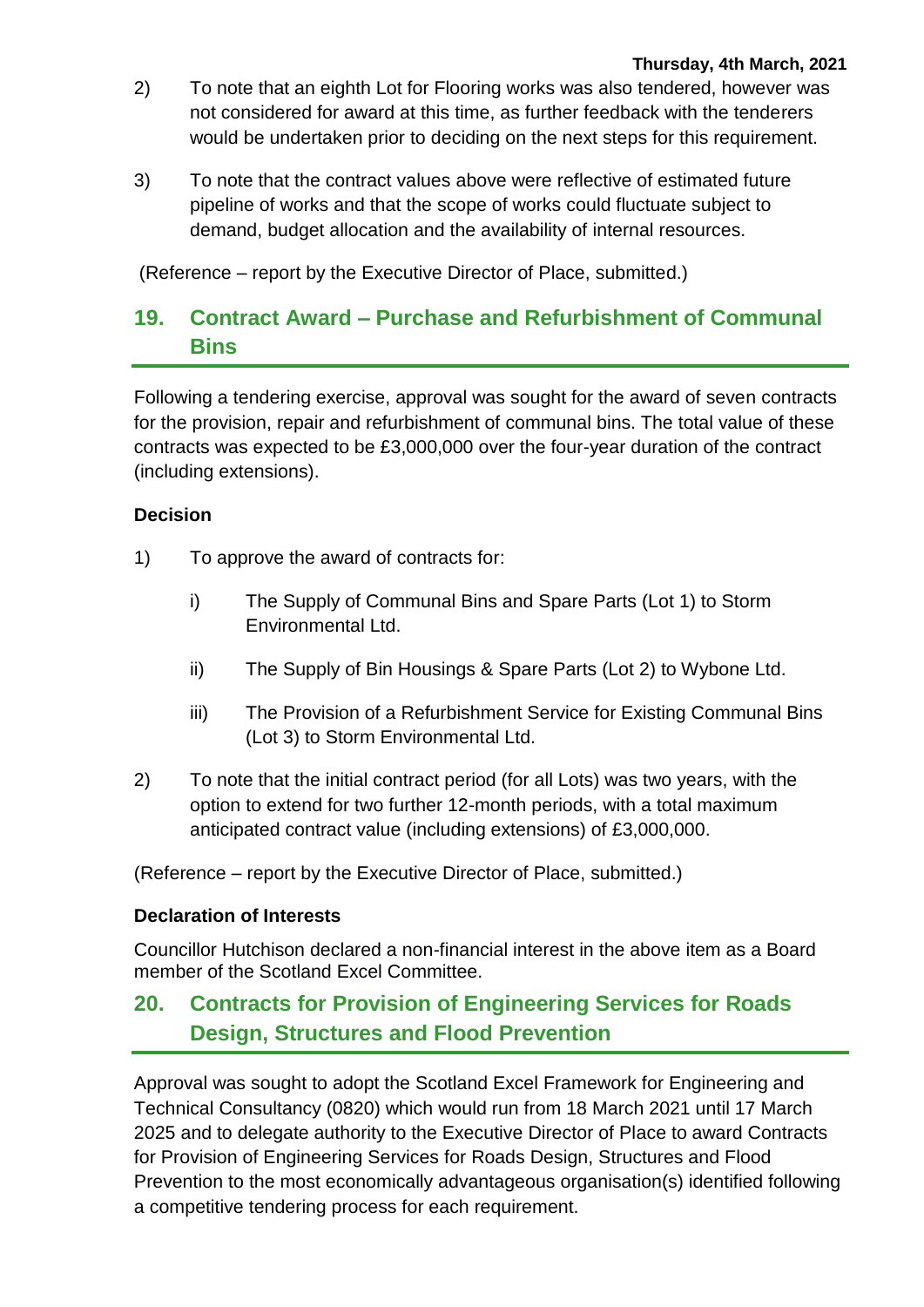2) To note that an eighth Lot for Flooring works was also tendered, however was not considered for award at this time, as further feedback with the tenderers would be undertaken prior to deciding on the next steps for this requirement.

3) To note that the contract values above were reflective of estimated future pipeline of works and that the scope of works could fluctuate subject to demand, budget allocation and the availability of internal resources.

(Reference – report by the Executive Director of Place, submitted.)

## 19. Contract Award – Purchase and Refurbishment of Communal Bins

Following a tendering exercise, approval was sought for the award of seven contracts for the provision, repair and refurbishment of communal bins. The total value of these contracts was expected to be £3,000,000 over the four-year duration of the contract (including extensions).

**Decision**

1) To approve the award of contracts for:

   i) The Supply of Communal Bins and Spare Parts (Lot 1) to Storm Environmental Ltd.

   ii) The Supply of Bin Housings & Spare Parts (Lot 2) to Wybone Ltd.

   iii) The Provision of a Refurbishment Service for Existing Communal Bins (Lot 3) to Storm Environmental Ltd.

2) To note that the initial contract period (for all Lots) was two years, with the option to extend for two further 12-month periods, with a total maximum anticipated contract value (including extensions) of £3,000,000.

(Reference – report by the Executive Director of Place, submitted.)

**Declaration of Interests**

Councillor Hutchison declared a non-financial interest in the above item as a Board member of the Scotland Excel Committee.

## 20. Contracts for Provision of Engineering Services for Roads Design, Structures and Flood Prevention

Approval was sought to adopt the Scotland Excel Framework for Engineering and Technical Consultancy (0820) which would run from 18 March 2021 until 17 March 2025 and to delegate authority to the Executive Director of Place to award Contracts for Provision of Engineering Services for Roads Design, Structures and Flood Prevention to the most economically advantageous organisation(s) identified following a competitive tendering process for each requirement.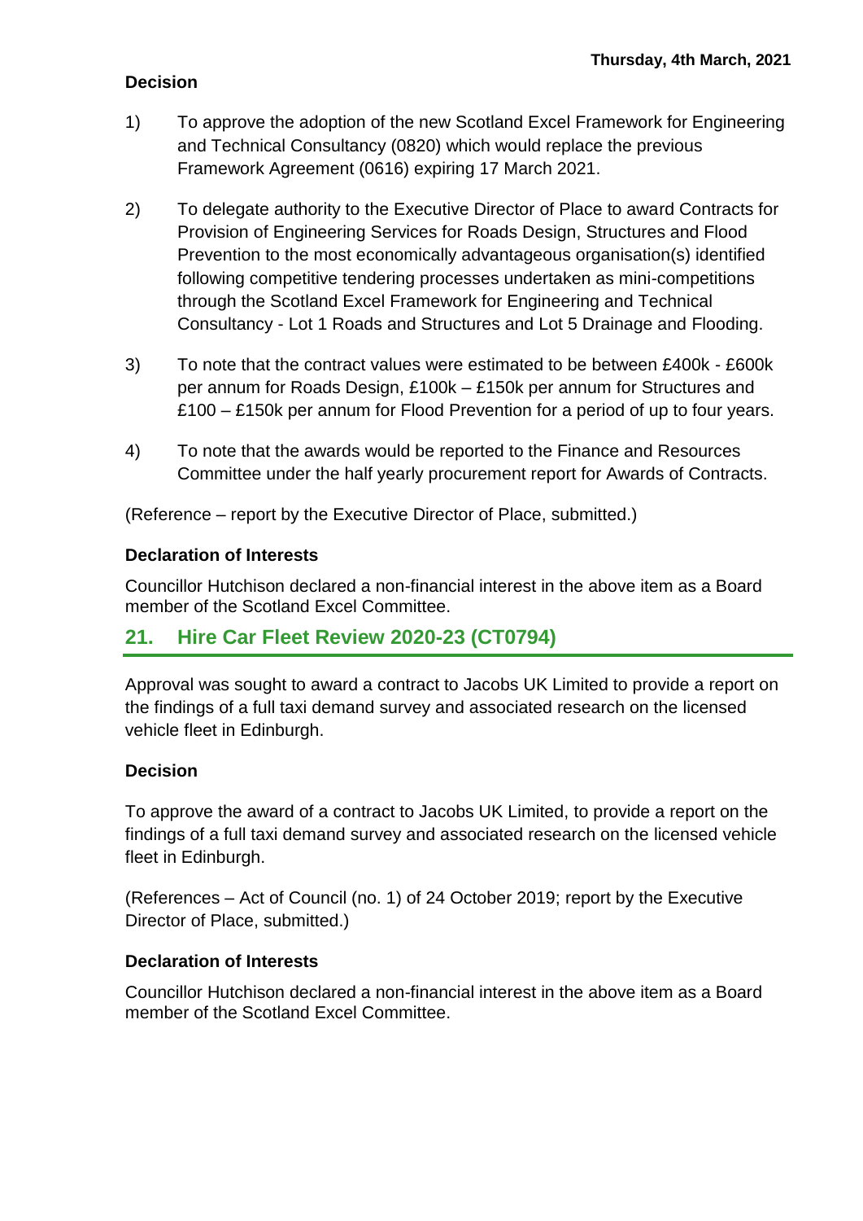**Decision**

1) To approve the adoption of the new Scotland Excel Framework for Engineering and Technical Consultancy (0820) which would replace the previous Framework Agreement (0616) expiring 17 March 2021.

2) To delegate authority to the Executive Director of Place to award Contracts for Provision of Engineering Services for Roads Design, Structures and Flood Prevention to the most economically advantageous organisation(s) identified following competitive tendering processes undertaken as mini-competitions through the Scotland Excel Framework for Engineering and Technical Consultancy - Lot 1 Roads and Structures and Lot 5 Drainage and Flooding.

3) To note that the contract values were estimated to be between £400k - £600k per annum for Roads Design, £100k – £150k per annum for Structures and £100 – £150k per annum for Flood Prevention for a period of up to four years.

4) To note that the awards would be reported to the Finance and Resources Committee under the half yearly procurement report for Awards of Contracts.

(Reference – report by the Executive Director of Place, submitted.)

**Declaration of Interests**

Councillor Hutchison declared a non-financial interest in the above item as a Board member of the Scotland Excel Committee.

## 21. Hire Car Fleet Review 2020-23 (CT0794)

Approval was sought to award a contract to Jacobs UK Limited to provide a report on the findings of a full taxi demand survey and associated research on the licensed vehicle fleet in Edinburgh.

**Decision**

To approve the award of a contract to Jacobs UK Limited, to provide a report on the findings of a full taxi demand survey and associated research on the licensed vehicle fleet in Edinburgh.

(References – Act of Council (no. 1) of 24 October 2019; report by the Executive Director of Place, submitted.)

**Declaration of Interests**

Councillor Hutchison declared a non-financial interest in the above item as a Board member of the Scotland Excel Committee.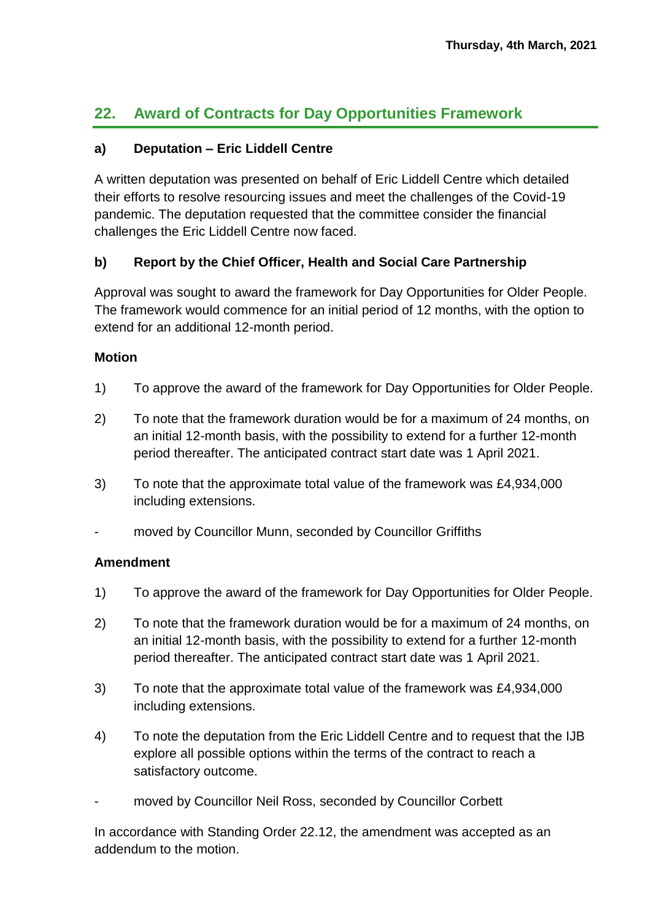## 22. Award of Contracts for Day Opportunities Framework

### a) Deputation – Eric Liddell Centre

A written deputation was presented on behalf of Eric Liddell Centre which detailed their efforts to resolve resourcing issues and meet the challenges of the Covid-19 pandemic. The deputation requested that the committee consider the financial challenges the Eric Liddell Centre now faced.

### b) Report by the Chief Officer, Health and Social Care Partnership

Approval was sought to award the framework for Day Opportunities for Older People. The framework would commence for an initial period of 12 months, with the option to extend for an additional 12-month period.

**Motion**

1) To approve the award of the framework for Day Opportunities for Older People.

2) To note that the framework duration would be for a maximum of 24 months, on an initial 12-month basis, with the possibility to extend for a further 12-month period thereafter. The anticipated contract start date was 1 April 2021.

3) To note that the approximate total value of the framework was £4,934,000 including extensions.

- moved by Councillor Munn, seconded by Councillor Griffiths

**Amendment**

1) To approve the award of the framework for Day Opportunities for Older People.

2) To note that the framework duration would be for a maximum of 24 months, on an initial 12-month basis, with the possibility to extend for a further 12-month period thereafter. The anticipated contract start date was 1 April 2021.

3) To note that the approximate total value of the framework was £4,934,000 including extensions.

4) To note the deputation from the Eric Liddell Centre and to request that the IJB explore all possible options within the terms of the contract to reach a satisfactory outcome.

- moved by Councillor Neil Ross, seconded by Councillor Corbett

In accordance with Standing Order 22.12, the amendment was accepted as an addendum to the motion.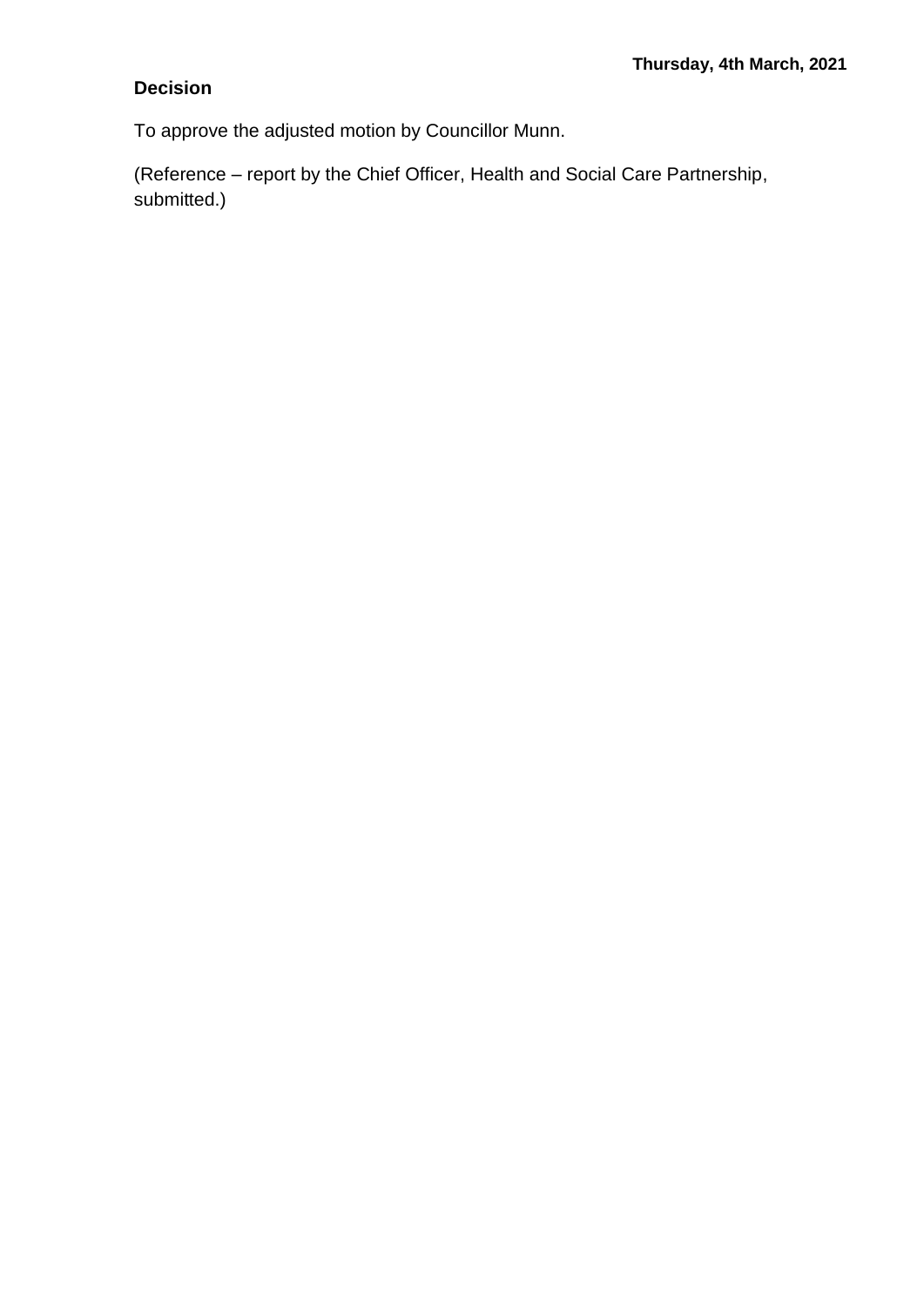**Decision**

To approve the adjusted motion by Councillor Munn.

(Reference – report by the Chief Officer, Health and Social Care Partnership, submitted.)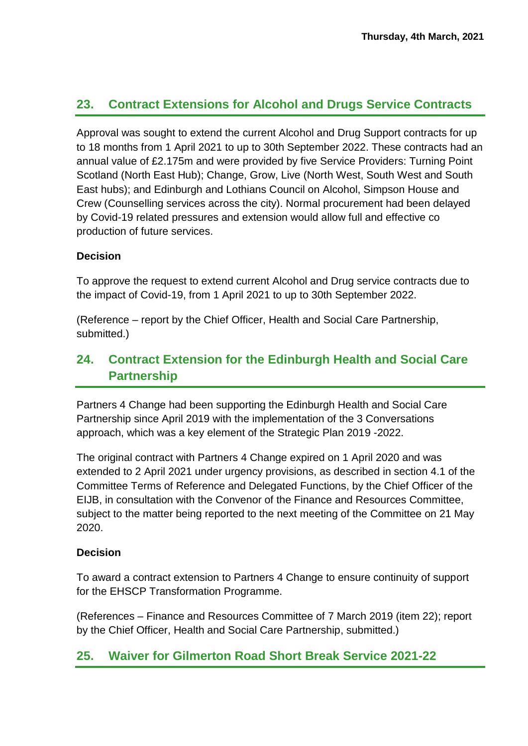Thursday, 4th March, 2021

## 23. Contract Extensions for Alcohol and Drugs Service Contracts

Approval was sought to extend the current Alcohol and Drug Support contracts for up to 18 months from 1 April 2021 to up to 30th September 2022. These contracts had an annual value of £2.175m and were provided by five Service Providers: Turning Point Scotland (North East Hub); Change, Grow, Live (North West, South West and South East hubs); and Edinburgh and Lothians Council on Alcohol, Simpson House and Crew (Counselling services across the city). Normal procurement had been delayed by Covid-19 related pressures and extension would allow full and effective co production of future services.

**Decision**

To approve the request to extend current Alcohol and Drug service contracts due to the impact of Covid-19, from 1 April 2021 to up to 30th September 2022.

(Reference – report by the Chief Officer, Health and Social Care Partnership, submitted.)

## 24. Contract Extension for the Edinburgh Health and Social Care Partnership

Partners 4 Change had been supporting the Edinburgh Health and Social Care Partnership since April 2019 with the implementation of the 3 Conversations approach, which was a key element of the Strategic Plan 2019 -2022.

The original contract with Partners 4 Change expired on 1 April 2020 and was extended to 2 April 2021 under urgency provisions, as described in section 4.1 of the Committee Terms of Reference and Delegated Functions, by the Chief Officer of the EIJB, in consultation with the Convenor of the Finance and Resources Committee, subject to the matter being reported to the next meeting of the Committee on 21 May 2020.

**Decision**

To award a contract extension to Partners 4 Change to ensure continuity of support for the EHSCP Transformation Programme.

(References – Finance and Resources Committee of 7 March 2019 (item 22); report by the Chief Officer, Health and Social Care Partnership, submitted.)

## 25. Waiver for Gilmerton Road Short Break Service 2021-22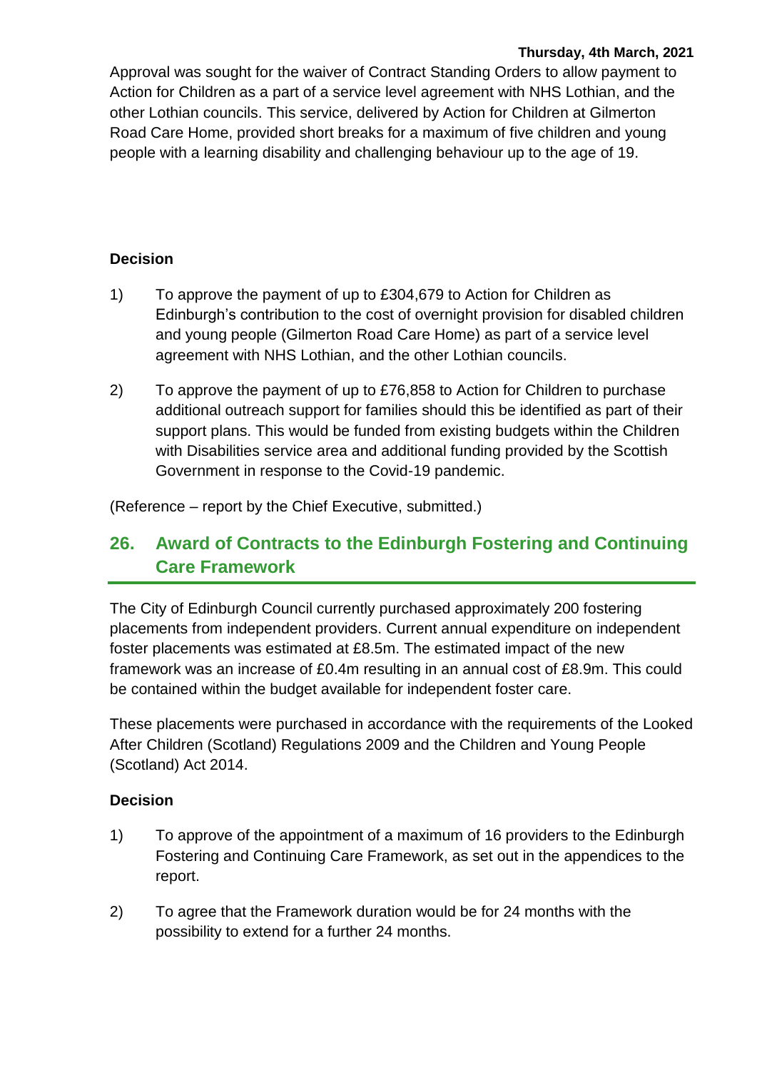Approval was sought for the waiver of Contract Standing Orders to allow payment to Action for Children as a part of a service level agreement with NHS Lothian, and the other Lothian councils. This service, delivered by Action for Children at Gilmerton Road Care Home, provided short breaks for a maximum of five children and young people with a learning disability and challenging behaviour up to the age of 19.

### Decision

1) To approve the payment of up to £304,679 to Action for Children as Edinburgh's contribution to the cost of overnight provision for disabled children and young people (Gilmerton Road Care Home) as part of a service level agreement with NHS Lothian, and the other Lothian councils.

2) To approve the payment of up to £76,858 to Action for Children to purchase additional outreach support for families should this be identified as part of their support plans. This would be funded from existing budgets within the Children with Disabilities service area and additional funding provided by the Scottish Government in response to the Covid-19 pandemic.

(Reference – report by the Chief Executive, submitted.)

## 26. Award of Contracts to the Edinburgh Fostering and Continuing Care Framework

The City of Edinburgh Council currently purchased approximately 200 fostering placements from independent providers. Current annual expenditure on independent foster placements was estimated at £8.5m. The estimated impact of the new framework was an increase of £0.4m resulting in an annual cost of £8.9m. This could be contained within the budget available for independent foster care.

These placements were purchased in accordance with the requirements of the Looked After Children (Scotland) Regulations 2009 and the Children and Young People (Scotland) Act 2014.

### Decision

1) To approve of the appointment of a maximum of 16 providers to the Edinburgh Fostering and Continuing Care Framework, as set out in the appendices to the report.

2) To agree that the Framework duration would be for 24 months with the possibility to extend for a further 24 months.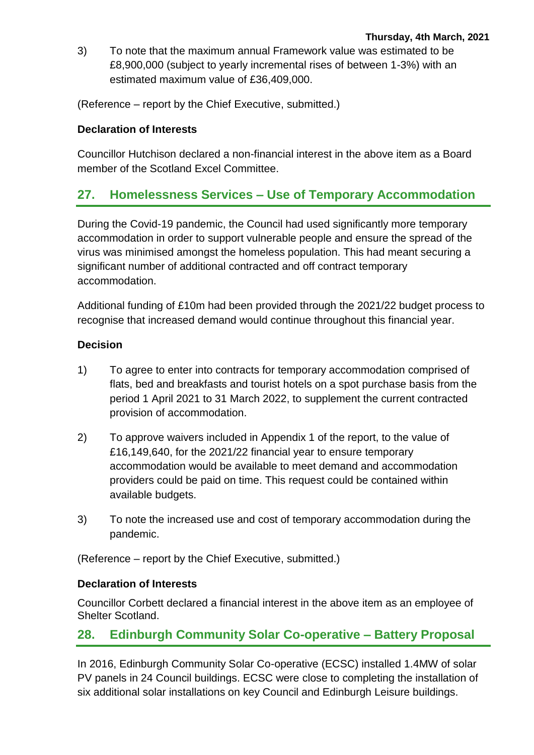3) To note that the maximum annual Framework value was estimated to be £8,900,000 (subject to yearly incremental rises of between 1-3%) with an estimated maximum value of £36,409,000.

(Reference – report by the Chief Executive, submitted.)

**Declaration of Interests**

Councillor Hutchison declared a non-financial interest in the above item as a Board member of the Scotland Excel Committee.

## 27. Homelessness Services – Use of Temporary Accommodation

During the Covid-19 pandemic, the Council had used significantly more temporary accommodation in order to support vulnerable people and ensure the spread of the virus was minimised amongst the homeless population. This had meant securing a significant number of additional contracted and off contract temporary accommodation.

Additional funding of £10m had been provided through the 2021/22 budget process to recognise that increased demand would continue throughout this financial year.

**Decision**

1) To agree to enter into contracts for temporary accommodation comprised of flats, bed and breakfasts and tourist hotels on a spot purchase basis from the period 1 April 2021 to 31 March 2022, to supplement the current contracted provision of accommodation.

2) To approve waivers included in Appendix 1 of the report, to the value of £16,149,640, for the 2021/22 financial year to ensure temporary accommodation would be available to meet demand and accommodation providers could be paid on time. This request could be contained within available budgets.

3) To note the increased use and cost of temporary accommodation during the pandemic.

(Reference – report by the Chief Executive, submitted.)

**Declaration of Interests**

Councillor Corbett declared a financial interest in the above item as an employee of Shelter Scotland.

## 28. Edinburgh Community Solar Co-operative – Battery Proposal

In 2016, Edinburgh Community Solar Co-operative (ECSC) installed 1.4MW of solar PV panels in 24 Council buildings. ECSC were close to completing the installation of six additional solar installations on key Council and Edinburgh Leisure buildings.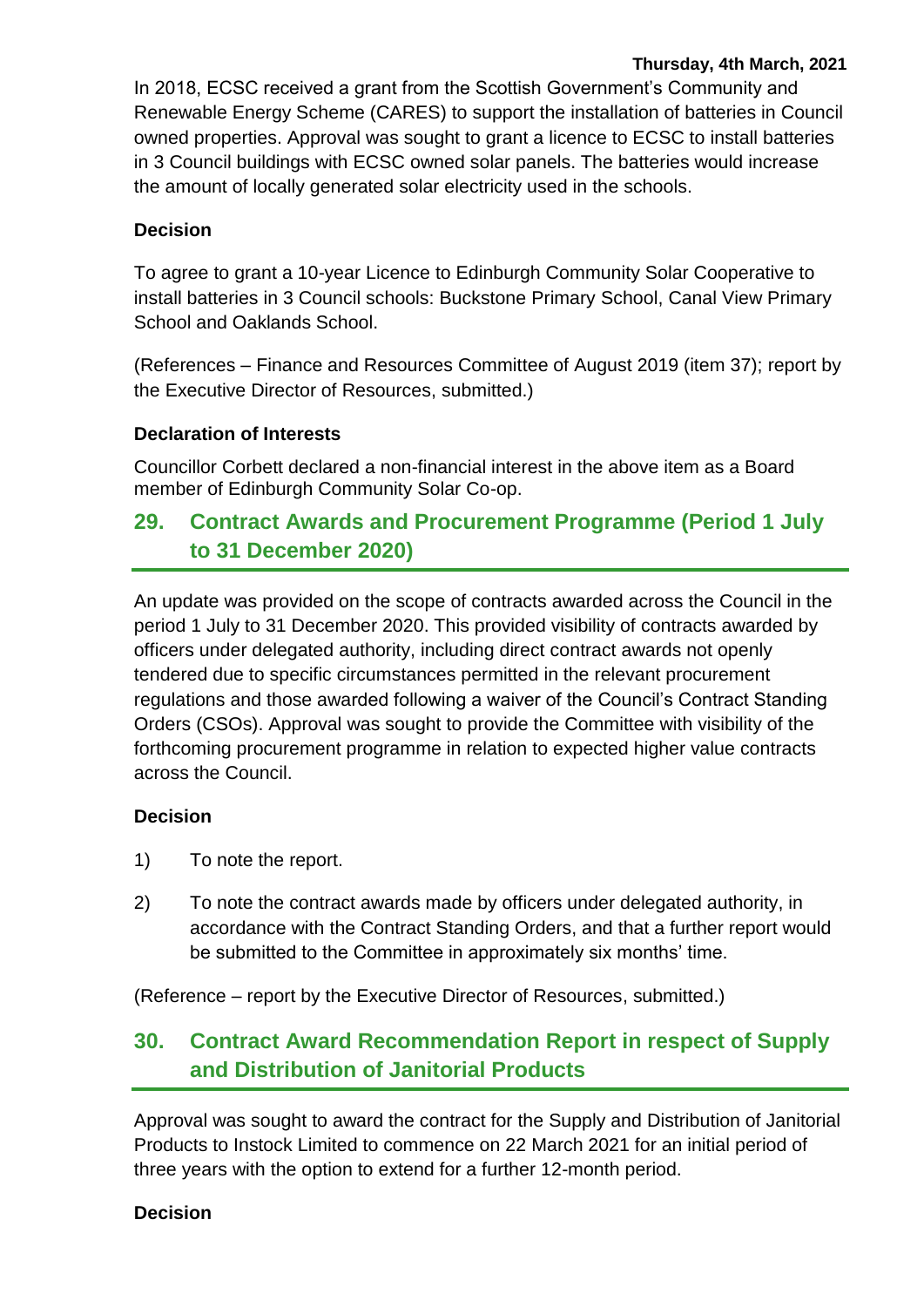In 2018, ECSC received a grant from the Scottish Government's Community and Renewable Energy Scheme (CARES) to support the installation of batteries in Council owned properties. Approval was sought to grant a licence to ECSC to install batteries in 3 Council buildings with ECSC owned solar panels. The batteries would increase the amount of locally generated solar electricity used in the schools.

**Decision**

To agree to grant a 10-year Licence to Edinburgh Community Solar Cooperative to install batteries in 3 Council schools: Buckstone Primary School, Canal View Primary School and Oaklands School.

(References – Finance and Resources Committee of August 2019 (item 37); report by the Executive Director of Resources, submitted.)

**Declaration of Interests**

Councillor Corbett declared a non-financial interest in the above item as a Board member of Edinburgh Community Solar Co-op.

## 29. Contract Awards and Procurement Programme (Period 1 July to 31 December 2020)

An update was provided on the scope of contracts awarded across the Council in the period 1 July to 31 December 2020. This provided visibility of contracts awarded by officers under delegated authority, including direct contract awards not openly tendered due to specific circumstances permitted in the relevant procurement regulations and those awarded following a waiver of the Council's Contract Standing Orders (CSOs). Approval was sought to provide the Committee with visibility of the forthcoming procurement programme in relation to expected higher value contracts across the Council.

**Decision**

1) To note the report.

2) To note the contract awards made by officers under delegated authority, in accordance with the Contract Standing Orders, and that a further report would be submitted to the Committee in approximately six months' time.

(Reference – report by the Executive Director of Resources, submitted.)

## 30. Contract Award Recommendation Report in respect of Supply and Distribution of Janitorial Products

Approval was sought to award the contract for the Supply and Distribution of Janitorial Products to Instock Limited to commence on 22 March 2021 for an initial period of three years with the option to extend for a further 12-month period.

**Decision**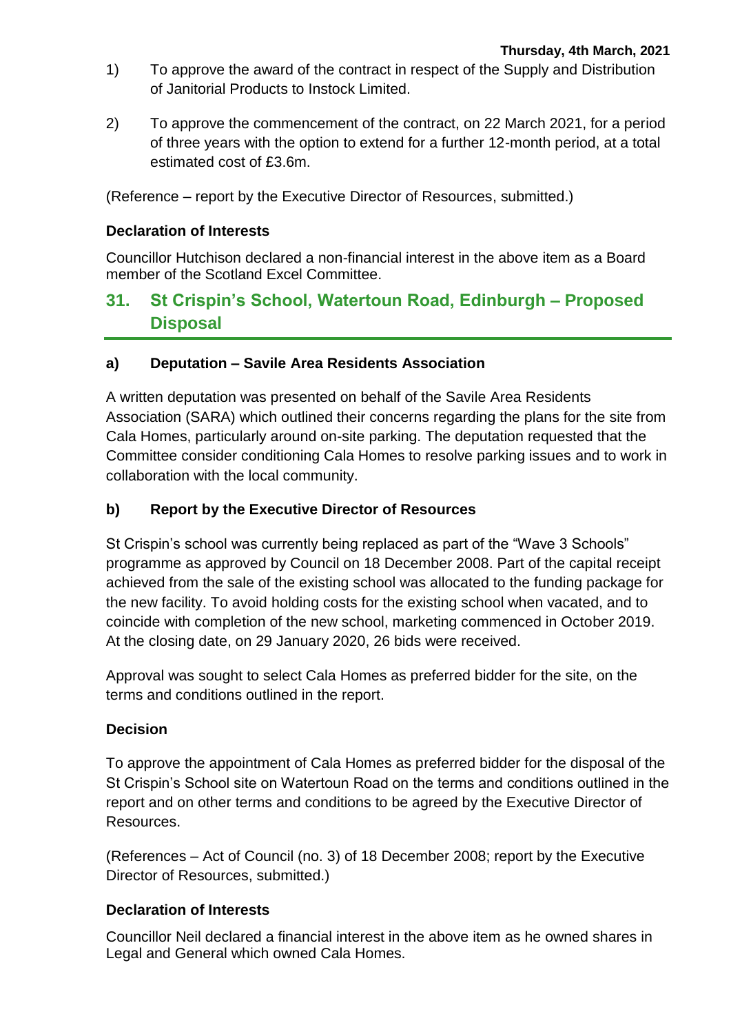1) To approve the award of the contract in respect of the Supply and Distribution of Janitorial Products to Instock Limited.

2) To approve the commencement of the contract, on 22 March 2021, for a period of three years with the option to extend for a further 12-month period, at a total estimated cost of £3.6m.

(Reference – report by the Executive Director of Resources, submitted.)

**Declaration of Interests**

Councillor Hutchison declared a non-financial interest in the above item as a Board member of the Scotland Excel Committee.

## 31. St Crispin's School, Watertoun Road, Edinburgh – Proposed Disposal

### a) Deputation – Savile Area Residents Association

A written deputation was presented on behalf of the Savile Area Residents Association (SARA) which outlined their concerns regarding the plans for the site from Cala Homes, particularly around on-site parking. The deputation requested that the Committee consider conditioning Cala Homes to resolve parking issues and to work in collaboration with the local community.

### b) Report by the Executive Director of Resources

St Crispin's school was currently being replaced as part of the "Wave 3 Schools" programme as approved by Council on 18 December 2008. Part of the capital receipt achieved from the sale of the existing school was allocated to the funding package for the new facility. To avoid holding costs for the existing school when vacated, and to coincide with completion of the new school, marketing commenced in October 2019. At the closing date, on 29 January 2020, 26 bids were received.

Approval was sought to select Cala Homes as preferred bidder for the site, on the terms and conditions outlined in the report.

**Decision**

To approve the appointment of Cala Homes as preferred bidder for the disposal of the St Crispin's School site on Watertoun Road on the terms and conditions outlined in the report and on other terms and conditions to be agreed by the Executive Director of Resources.

(References – Act of Council (no. 3) of 18 December 2008; report by the Executive Director of Resources, submitted.)

**Declaration of Interests**

Councillor Neil declared a financial interest in the above item as he owned shares in Legal and General which owned Cala Homes.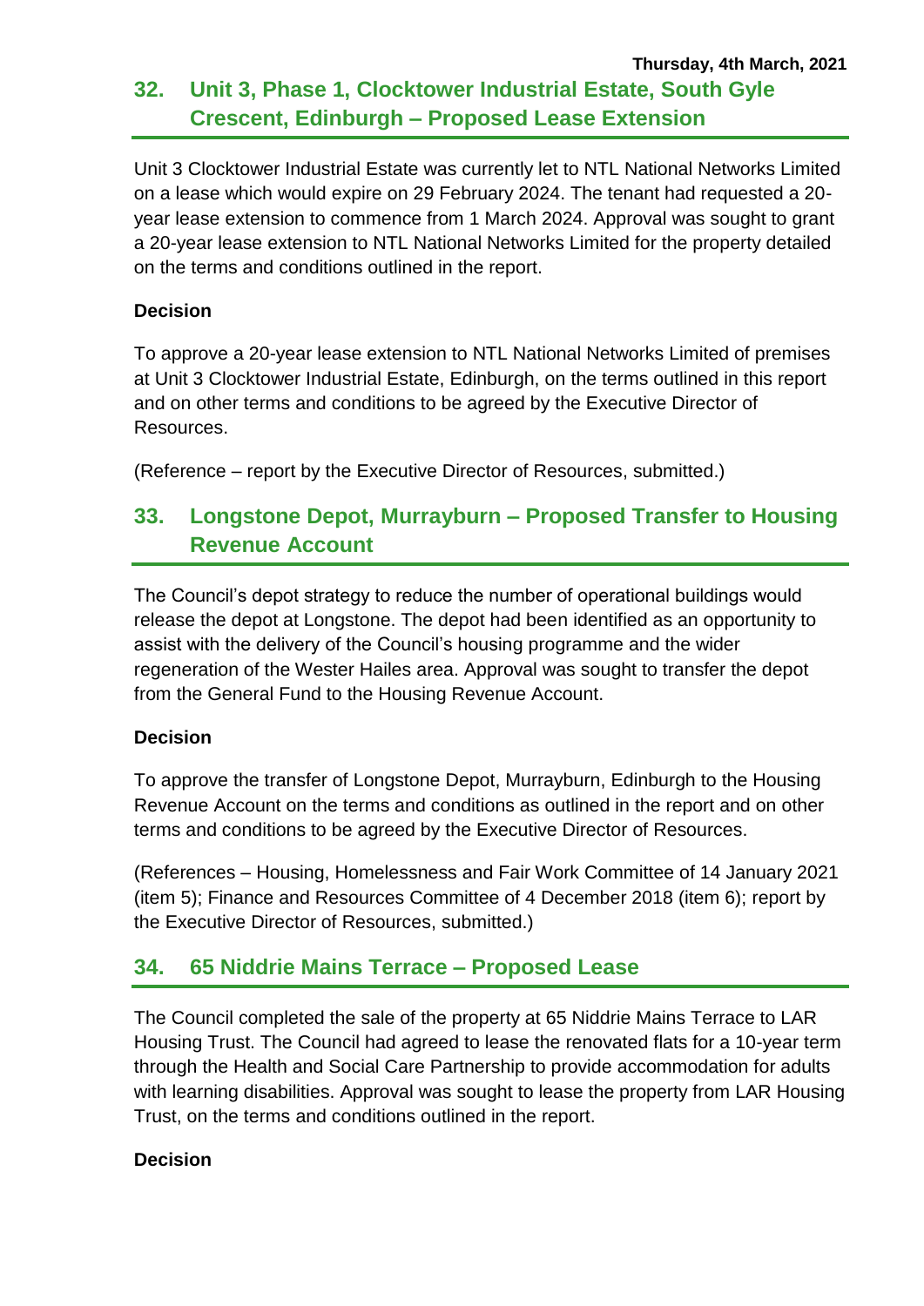## 32. Unit 3, Phase 1, Clocktower Industrial Estate, South Gyle Crescent, Edinburgh – Proposed Lease Extension

Unit 3 Clocktower Industrial Estate was currently let to NTL National Networks Limited on a lease which would expire on 29 February 2024. The tenant had requested a 20-year lease extension to commence from 1 March 2024. Approval was sought to grant a 20-year lease extension to NTL National Networks Limited for the property detailed on the terms and conditions outlined in the report.

**Decision**

To approve a 20-year lease extension to NTL National Networks Limited of premises at Unit 3 Clocktower Industrial Estate, Edinburgh, on the terms outlined in this report and on other terms and conditions to be agreed by the Executive Director of Resources.

(Reference – report by the Executive Director of Resources, submitted.)

## 33. Longstone Depot, Murrayburn – Proposed Transfer to Housing Revenue Account

The Council's depot strategy to reduce the number of operational buildings would release the depot at Longstone. The depot had been identified as an opportunity to assist with the delivery of the Council's housing programme and the wider regeneration of the Wester Hailes area. Approval was sought to transfer the depot from the General Fund to the Housing Revenue Account.

**Decision**

To approve the transfer of Longstone Depot, Murrayburn, Edinburgh to the Housing Revenue Account on the terms and conditions as outlined in the report and on other terms and conditions to be agreed by the Executive Director of Resources.

(References – Housing, Homelessness and Fair Work Committee of 14 January 2021 (item 5); Finance and Resources Committee of 4 December 2018 (item 6); report by the Executive Director of Resources, submitted.)

## 34. 65 Niddrie Mains Terrace – Proposed Lease

The Council completed the sale of the property at 65 Niddrie Mains Terrace to LAR Housing Trust. The Council had agreed to lease the renovated flats for a 10-year term through the Health and Social Care Partnership to provide accommodation for adults with learning disabilities. Approval was sought to lease the property from LAR Housing Trust, on the terms and conditions outlined in the report.

**Decision**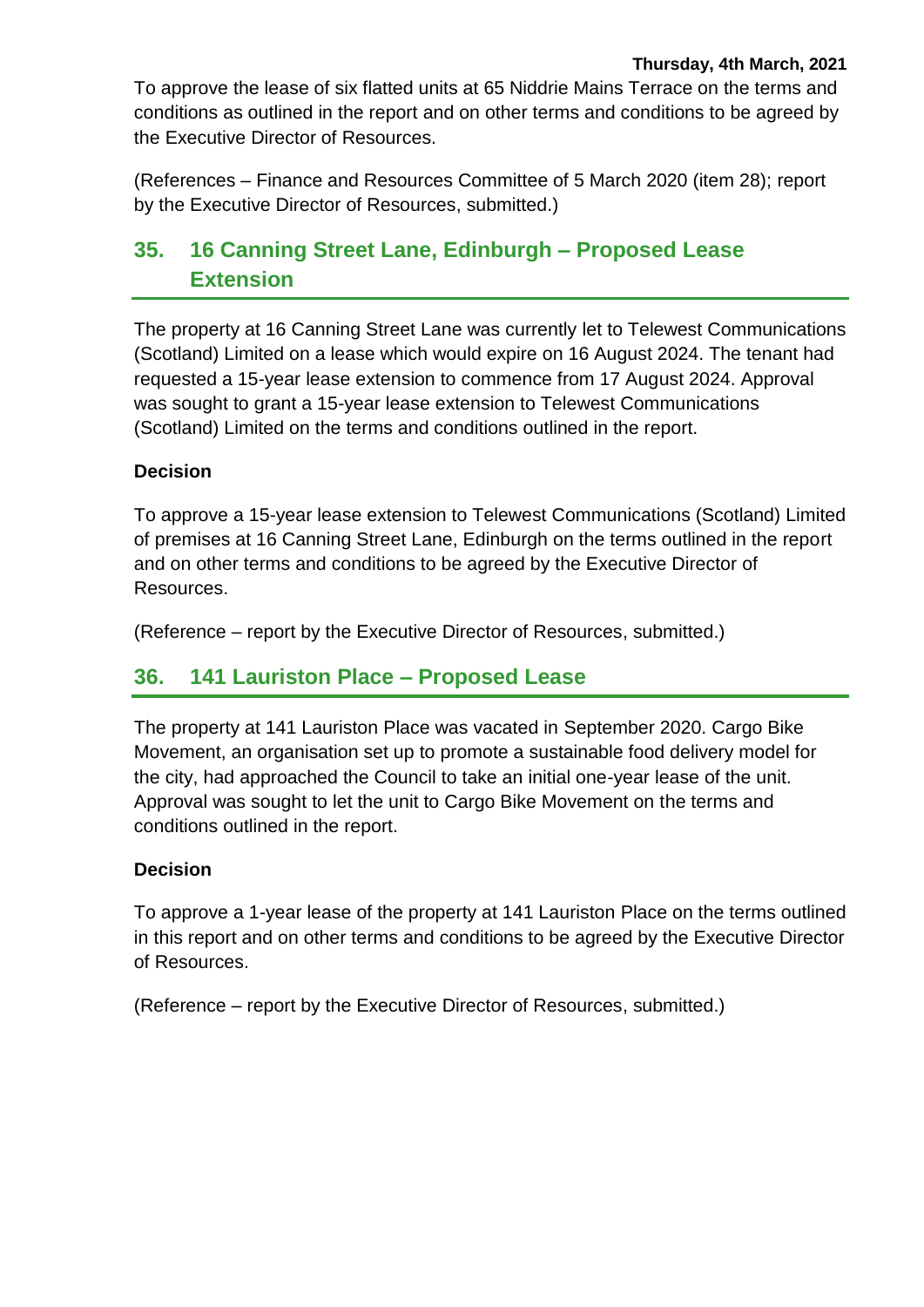To approve the lease of six flatted units at 65 Niddrie Mains Terrace on the terms and conditions as outlined in the report and on other terms and conditions to be agreed by the Executive Director of Resources.

(References – Finance and Resources Committee of 5 March 2020 (item 28); report by the Executive Director of Resources, submitted.)

## 35. 16 Canning Street Lane, Edinburgh – Proposed Lease Extension

The property at 16 Canning Street Lane was currently let to Telewest Communications (Scotland) Limited on a lease which would expire on 16 August 2024. The tenant had requested a 15-year lease extension to commence from 17 August 2024. Approval was sought to grant a 15-year lease extension to Telewest Communications (Scotland) Limited on the terms and conditions outlined in the report.

**Decision**

To approve a 15-year lease extension to Telewest Communications (Scotland) Limited of premises at 16 Canning Street Lane, Edinburgh on the terms outlined in the report and on other terms and conditions to be agreed by the Executive Director of Resources.

(Reference – report by the Executive Director of Resources, submitted.)

## 36. 141 Lauriston Place – Proposed Lease

The property at 141 Lauriston Place was vacated in September 2020. Cargo Bike Movement, an organisation set up to promote a sustainable food delivery model for the city, had approached the Council to take an initial one-year lease of the unit. Approval was sought to let the unit to Cargo Bike Movement on the terms and conditions outlined in the report.

**Decision**

To approve a 1-year lease of the property at 141 Lauriston Place on the terms outlined in this report and on other terms and conditions to be agreed by the Executive Director of Resources.

(Reference – report by the Executive Director of Resources, submitted.)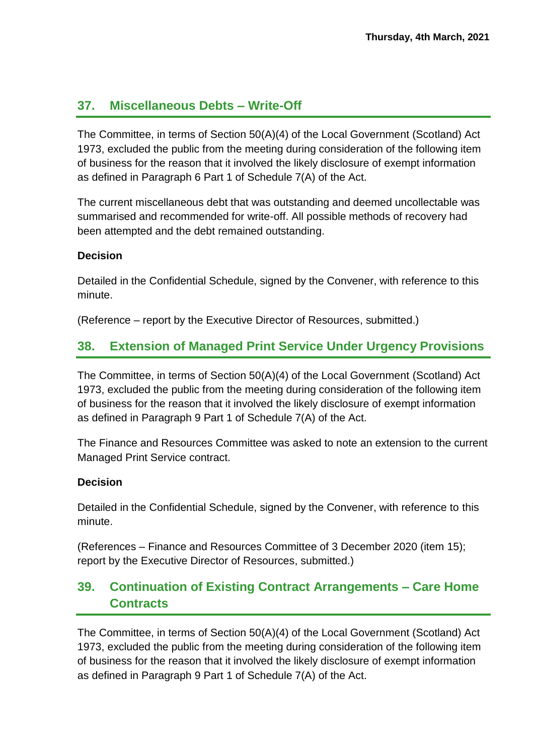## 37. Miscellaneous Debts – Write-Off

The Committee, in terms of Section 50(A)(4) of the Local Government (Scotland) Act 1973, excluded the public from the meeting during consideration of the following item of business for the reason that it involved the likely disclosure of exempt information as defined in Paragraph 6 Part 1 of Schedule 7(A) of the Act.

The current miscellaneous debt that was outstanding and deemed uncollectable was summarised and recommended for write-off. All possible methods of recovery had been attempted and the debt remained outstanding.

**Decision**

Detailed in the Confidential Schedule, signed by the Convener, with reference to this minute.

(Reference – report by the Executive Director of Resources, submitted.)

## 38. Extension of Managed Print Service Under Urgency Provisions

The Committee, in terms of Section 50(A)(4) of the Local Government (Scotland) Act 1973, excluded the public from the meeting during consideration of the following item of business for the reason that it involved the likely disclosure of exempt information as defined in Paragraph 9 Part 1 of Schedule 7(A) of the Act.

The Finance and Resources Committee was asked to note an extension to the current Managed Print Service contract.

**Decision**

Detailed in the Confidential Schedule, signed by the Convener, with reference to this minute.

(References – Finance and Resources Committee of 3 December 2020 (item 15); report by the Executive Director of Resources, submitted.)

## 39. Continuation of Existing Contract Arrangements – Care Home Contracts

The Committee, in terms of Section 50(A)(4) of the Local Government (Scotland) Act 1973, excluded the public from the meeting during consideration of the following item of business for the reason that it involved the likely disclosure of exempt information as defined in Paragraph 9 Part 1 of Schedule 7(A) of the Act.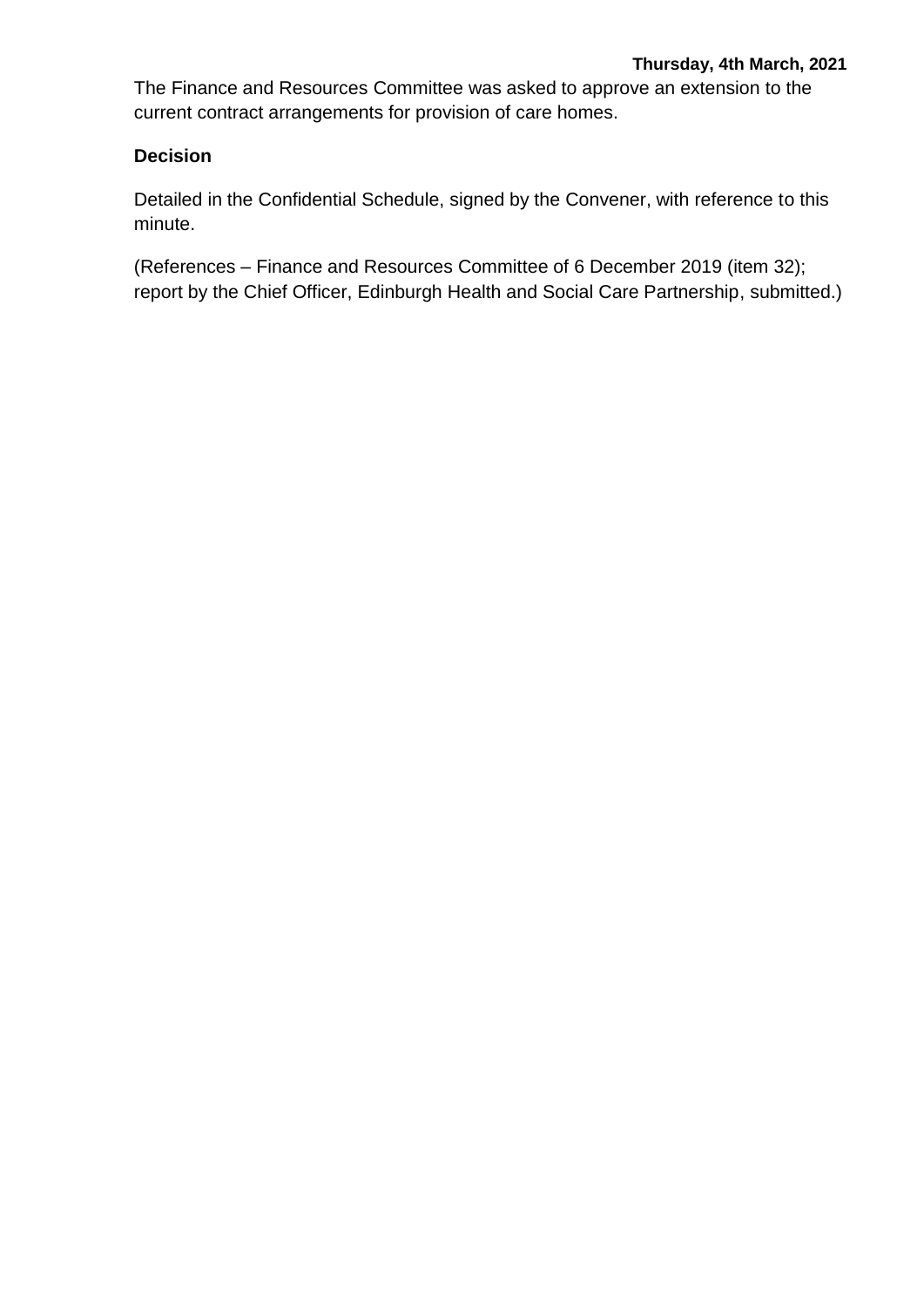The Finance and Resources Committee was asked to approve an extension to the current contract arrangements for provision of care homes.

**Decision**

Detailed in the Confidential Schedule, signed by the Convener, with reference to this minute.

(References – Finance and Resources Committee of 6 December 2019 (item 32); report by the Chief Officer, Edinburgh Health and Social Care Partnership, submitted.)